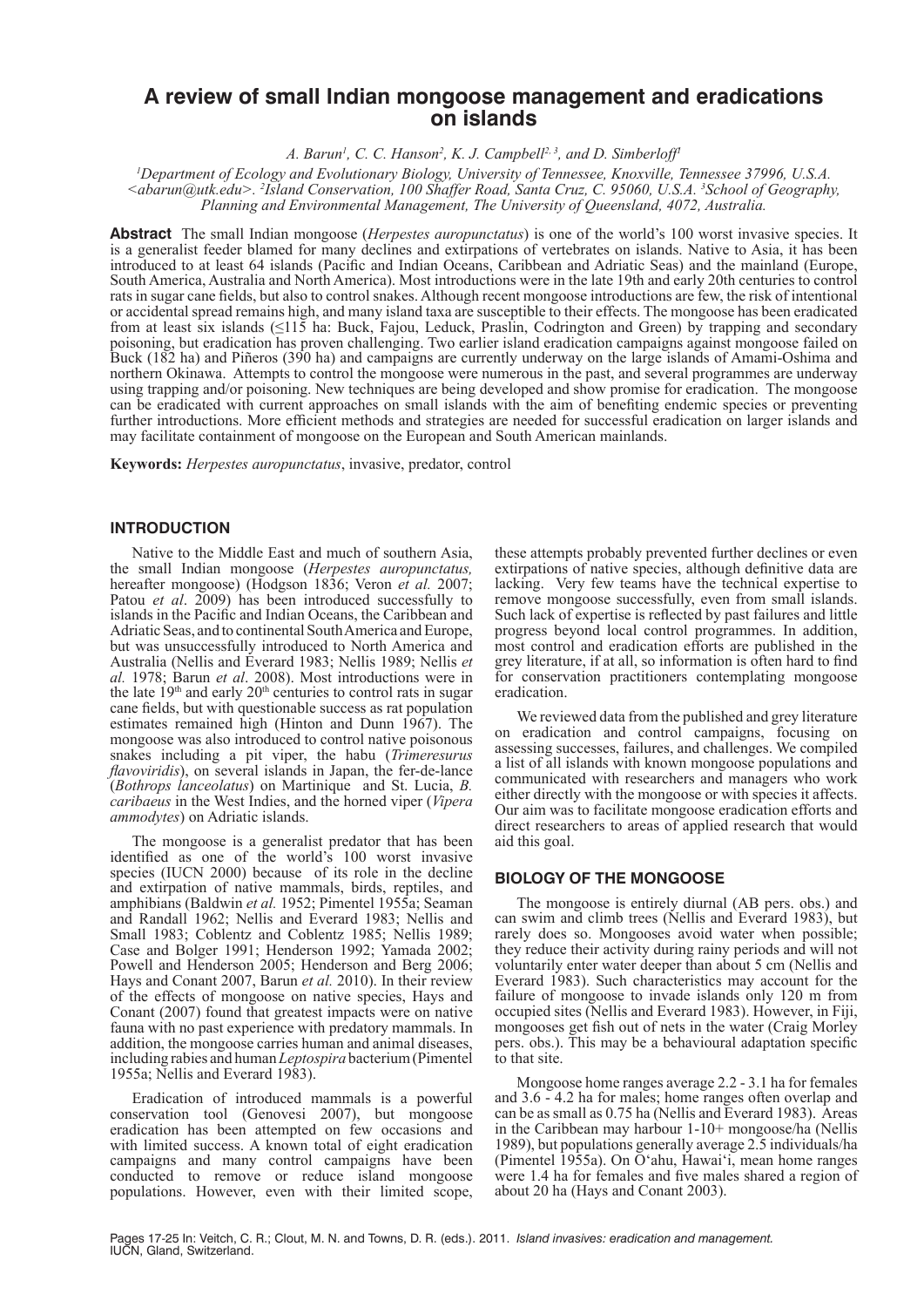# A review of small Indian mongoose management and eradications on islands

*A. Barun[1], C. C. Hanson[2], K. J. Campbell[2, 3], and D. Simberloff[1]*

[1]Department of Ecology and Evolutionary Biology, University of Tennessee, Knoxville, Tennessee 37996, U.S.A. <abarun@utk.edu>. [2]Island Conservation, 100 Shaffer Road, Santa Cruz, C. 95060, U.S.A. [3]School of Geography, Planning and Environmental Management, The University of Queensland, 4072, Australia.

**Abstract** The small Indian mongoose (*Herpestes auropunctatus*) is one of the world's 100 worst invasive species. It is a generalist feeder blamed for many declines and extirpations of vertebrates on islands. Native to Asia, it has been introduced to at least 64 islands (Pacific and Indian Oceans, Caribbean and Adriatic Seas) and the mainland (Europe, South America, Australia and North America). Most introductions were in the late 19th and early 20th centuries to control rats in sugar cane fields, but also to control snakes. Although recent mongoose introductions are few, the risk of intentional or accidental spread remains high, and many island taxa are susceptible to their effects. The mongoose has been eradicated from at least six islands (≤115 ha: Buck, Fajou, Leduck, Praslin, Codrington and Green) by trapping and secondary poisoning, but eradication has proven challenging. Two earlier island eradication campaigns against mongoose failed on Buck (182 ha) and Piñeros (390 ha) and campaigns are currently underway on the large islands of Amami-Oshima and northern Okinawa. Attempts to control the mongoose were numerous in the past, and several programmes are underway using trapping and/or poisoning. New techniques are being developed and show promise for eradication. The mongoose can be eradicated with current approaches on small islands with the aim of benefiting endemic species or preventing further introductions. More efficient methods and strategies are needed for successful eradication on larger islands and may facilitate containment of mongoose on the European and South American mainlands.

**Keywords:** *Herpestes auropunctatus*, invasive, predator, control

## INTRODUCTION

Native to the Middle East and much of southern Asia, the small Indian mongoose (*Herpestes auropunctatus,* hereafter mongoose) (Hodgson 1836; Veron *et al.* 2007; Patou *et al*. 2009) has been introduced successfully to islands in the Pacific and Indian Oceans, the Caribbean and Adriatic Seas, and to continental South America and Europe, but was unsuccessfully introduced to North America and Australia (Nellis and Everard 1983; Nellis 1989; Nellis *et al.* 1978; Barun *et al*. 2008). Most introductions were in the late 19th and early 20th centuries to control rats in sugar cane fields, but with questionable success as rat population estimates remained high (Hinton and Dunn 1967). The mongoose was also introduced to control native poisonous snakes including a pit viper, the habu (*Trimeresurus flavoviridis*), on several islands in Japan, the fer-de-lance (*Bothrops lanceolatus*) on Martinique and St. Lucia, *B. caribaeus* in the West Indies, and the horned viper (*Vipera ammodytes*) on Adriatic islands.

The mongoose is a generalist predator that has been identified as one of the world's 100 worst invasive species (IUCN 2000) because of its role in the decline and extirpation of native mammals, birds, reptiles, and amphibians (Baldwin *et al.* 1952; Pimentel 1955a; Seaman and Randall 1962; Nellis and Everard 1983; Nellis and Small 1983; Coblentz and Coblentz 1985; Nellis 1989; Case and Bolger 1991; Henderson 1992; Yamada 2002; Powell and Henderson 2005; Henderson and Berg 2006; Hays and Conant 2007, Barun *et al.* 2010). In their review of the effects of mongoose on native species, Hays and Conant (2007) found that greatest impacts were on native fauna with no past experience with predatory mammals. In addition, the mongoose carries human and animal diseases, including rabies and human *Leptospira* bacterium (Pimentel 1955a; Nellis and Everard 1983).

Eradication of introduced mammals is a powerful conservation tool (Genovesi 2007), but mongoose eradication has been attempted on few occasions and with limited success. A known total of eight eradication campaigns and many control campaigns have been conducted to remove or reduce island mongoose populations. However, even with their limited scope, these attempts probably prevented further declines or even extirpations of native species, although definitive data are lacking. Very few teams have the technical expertise to remove mongoose successfully, even from small islands. Such lack of expertise is reflected by past failures and little progress beyond local control programmes. In addition, most control and eradication efforts are published in the grey literature, if at all, so information is often hard to find for conservation practitioners contemplating mongoose eradication.

We reviewed data from the published and grey literature on eradication and control campaigns, focusing on assessing successes, failures, and challenges. We compiled a list of all islands with known mongoose populations and communicated with researchers and managers who work either directly with the mongoose or with species it affects. Our aim was to facilitate mongoose eradication efforts and direct researchers to areas of applied research that would aid this goal.

## BIOLOGY OF THE MONGOOSE

The mongoose is entirely diurnal (AB pers. obs.) and can swim and climb trees (Nellis and Everard 1983), but rarely does so. Mongooses avoid water when possible; they reduce their activity during rainy periods and will not voluntarily enter water deeper than about 5 cm (Nellis and Everard 1983). Such characteristics may account for the failure of mongoose to invade islands only 120 m from occupied sites (Nellis and Everard 1983). However, in Fiji, mongooses get fish out of nets in the water (Craig Morley pers. obs.). This may be a behavioural adaptation specific to that site.

Mongoose home ranges average 2.2 - 3.1 ha for females and 3.6 - 4.2 ha for males; home ranges often overlap and can be as small as 0.75 ha (Nellis and Everard 1983). Areas in the Caribbean may harbour 1-10+ mongoose/ha (Nellis 1989), but populations generally average 2.5 individuals/ha (Pimentel 1955a). On Oʻahu, Hawaiʻi, mean home ranges were 1.4 ha for females and five males shared a region of about 20 ha (Hays and Conant 2003).

Pages 17-25 In: Veitch, C. R.; Clout, M. N. and Towns, D. R. (eds.). 2011. *Island invasives: eradication and management.* IUCN, Gland, Switzerland.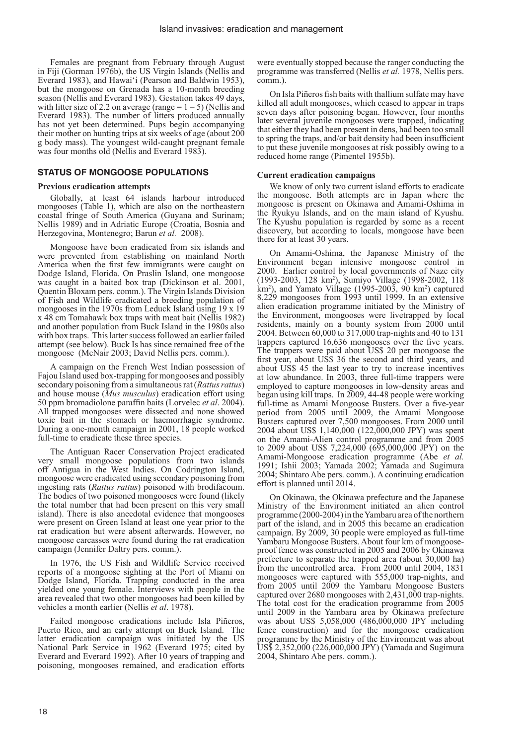Females are pregnant from February through August in Fiji (Gorman 1976b), the US Virgin Islands (Nellis and Everard 1983), and Hawai'i (Pearson and Baldwin 1953), but the mongoose on Grenada has a 10-month breeding season (Nellis and Everard 1983). Gestation takes 49 days, with litter size of 2.2 on average (range = 1 – 5) (Nellis and Everard 1983). The number of litters produced annually has not yet been determined. Pups begin accompanying their mother on hunting trips at six weeks of age (about 200 g body mass). The youngest wild-caught pregnant female was four months old (Nellis and Everard 1983).

## STATUS OF MONGOOSE POPULATIONS

### Previous eradication attempts

Globally, at least 64 islands harbour introduced mongooses (Table 1), which are also on the northeastern coastal fringe of South America (Guyana and Surinam; Nellis 1989) and in Adriatic Europe (Croatia, Bosnia and Herzegovina, Montenegro; Barun *et al.* 2008).

Mongoose have been eradicated from six islands and were prevented from establishing on mainland North America when the first few immigrants were caught on Dodge Island, Florida. On Praslin Island, one mongoose was caught in a baited box trap (Dickinson et al. 2001, Quentin Bloxam pers. comm.). The Virgin Islands Division of Fish and Wildlife eradicated a breeding population of mongooses in the 1970s from Leduck Island using 19 x 19 x 48 cm Tomahawk box traps with meat bait (Nellis 1982) and another population from Buck Island in the 1980s also with box traps. This latter success followed an earlier failed attempt (see below). Buck Is has since remained free of the mongoose (McNair 2003; David Nellis pers. comm.).

A campaign on the French West Indian possession of Fajou Island used box-trapping for mongooses and possibly secondary poisoning from a simultaneous rat (*Rattus rattus*) and house mouse (*Mus musculus*) eradication effort using 50 ppm bromadiolone paraffin baits (Lorvelec *et al*. 2004). All trapped mongooses were dissected and none showed toxic bait in the stomach or haemorrhagic syndrome. During a one-month campaign in 2001, 18 people worked full-time to eradicate these three species.

The Antiguan Racer Conservation Project eradicated very small mongoose populations from two islands off Antigua in the West Indies. On Codrington Island, mongoose were eradicated using secondary poisoning from ingesting rats (*Rattus rattus*) poisoned with brodifacoum. The bodies of two poisoned mongooses were found (likely the total number that had been present on this very small island). There is also anecdotal evidence that mongooses were present on Green Island at least one year prior to the rat eradication but were absent afterwards. However, no mongoose carcasses were found during the rat eradication campaign (Jennifer Daltry pers. comm.).

In 1976, the US Fish and Wildlife Service received reports of a mongoose sighting at the Port of Miami on Dodge Island, Florida. Trapping conducted in the area yielded one young female. Interviews with people in the area revealed that two other mongooses had been killed by vehicles a month earlier (Nellis *et al*. 1978).

Failed mongoose eradications include Isla Piñeros, Puerto Rico, and an early attempt on Buck Island. The latter eradication campaign was initiated by the US National Park Service in 1962 (Everard 1975; cited by Everard and Everard 1992). After 10 years of trapping and poisoning, mongooses remained, and eradication efforts were eventually stopped because the ranger conducting the programme was transferred (Nellis *et al.* 1978, Nellis pers. comm.).

On Isla Piñeros fish baits with thallium sulfate may have killed all adult mongooses, which ceased to appear in traps seven days after poisoning began. However, four months later several juvenile mongooses were trapped, indicating that either they had been present in dens, had been too small to spring the traps, and/or bait density had been insufficient to put these juvenile mongooses at risk possibly owing to a reduced home range (Pimentel 1955b).

### Current eradication campaigns

We know of only two current island efforts to eradicate the mongoose. Both attempts are in Japan where the mongoose is present on Okinawa and Amami-Oshima in the Ryukyu Islands, and on the main island of Kyushu. The Kyushu population is regarded by some as a recent discovery, but according to locals, mongoose have been there for at least 30 years.

On Amami-Oshima, the Japanese Ministry of the Environment began intensive mongoose control in 2000. Earlier control by local governments of Naze city (1993-2003, 128 km$^2$), Sumiyo Village (1998-2002, 118 km$^2$), and Yamato Village (1995-2003, 90 km$^2$) captured 8,229 mongooses from 1993 until 1999. In an extensive alien eradication programme initiated by the Ministry of the Environment, mongooses were livetrapped by local residents, mainly on a bounty system from 2000 until 2004. Between 60,000 to 317,000 trap-nights and 40 to 131 trappers captured 16,636 mongooses over the five years. The trappers were paid about US$ 20 per mongoose the first year, about US$ 36 the second and third years, and about US$ 45 the last year to try to increase incentives at low abundance. In 2003, three full-time trappers were employed to capture mongooses in low-density areas and began using kill traps. In 2009, 44-48 people were working full-time as Amami Mongoose Busters. Over a five-year period from 2005 until 2009, the Amami Mongoose Busters captured over 7,500 mongooses. From 2000 until 2004 about US$ 1,140,000 (122,000,000 JPY) was spent on the Amami-Alien control programme and from 2005 to 2009 about US$ 7,224,000 (695,000,000 JPY) on the Amami-Mongoose eradication programme (Abe *et al.* 1991; Ishii 2003; Yamada 2002; Yamada and Sugimura 2004; Shintaro Abe pers. comm.). A continuing eradication effort is planned until 2014.

On Okinawa, the Okinawa prefecture and the Japanese Ministry of the Environment initiated an alien control programme (2000-2004) in the Yambaru area of the northern part of the island, and in 2005 this became an eradication campaign. By 2009, 30 people were employed as full-time Yambaru Mongoose Busters. About four km of mongoose-proof fence was constructed in 2005 and 2006 by Okinawa prefecture to separate the trapped area (about 30,000 ha) from the uncontrolled area. From 2000 until 2004, 1831 mongooses were captured with 555,000 trap-nights, and from 2005 until 2009 the Yambaru Mongoose Busters captured over 2680 mongooses with 2,431,000 trap-nights. The total cost for the eradication programme from 2005 until 2009 in the Yambaru area by Okinawa prefecture was about US$ 5,058,000 (486,000,000 JPY including fence construction) and for the mongoose eradication programme by the Ministry of the Environment was about US$ 2,352,000 (226,000,000 JPY) (Yamada and Sugimura 2004, Shintaro Abe pers. comm.).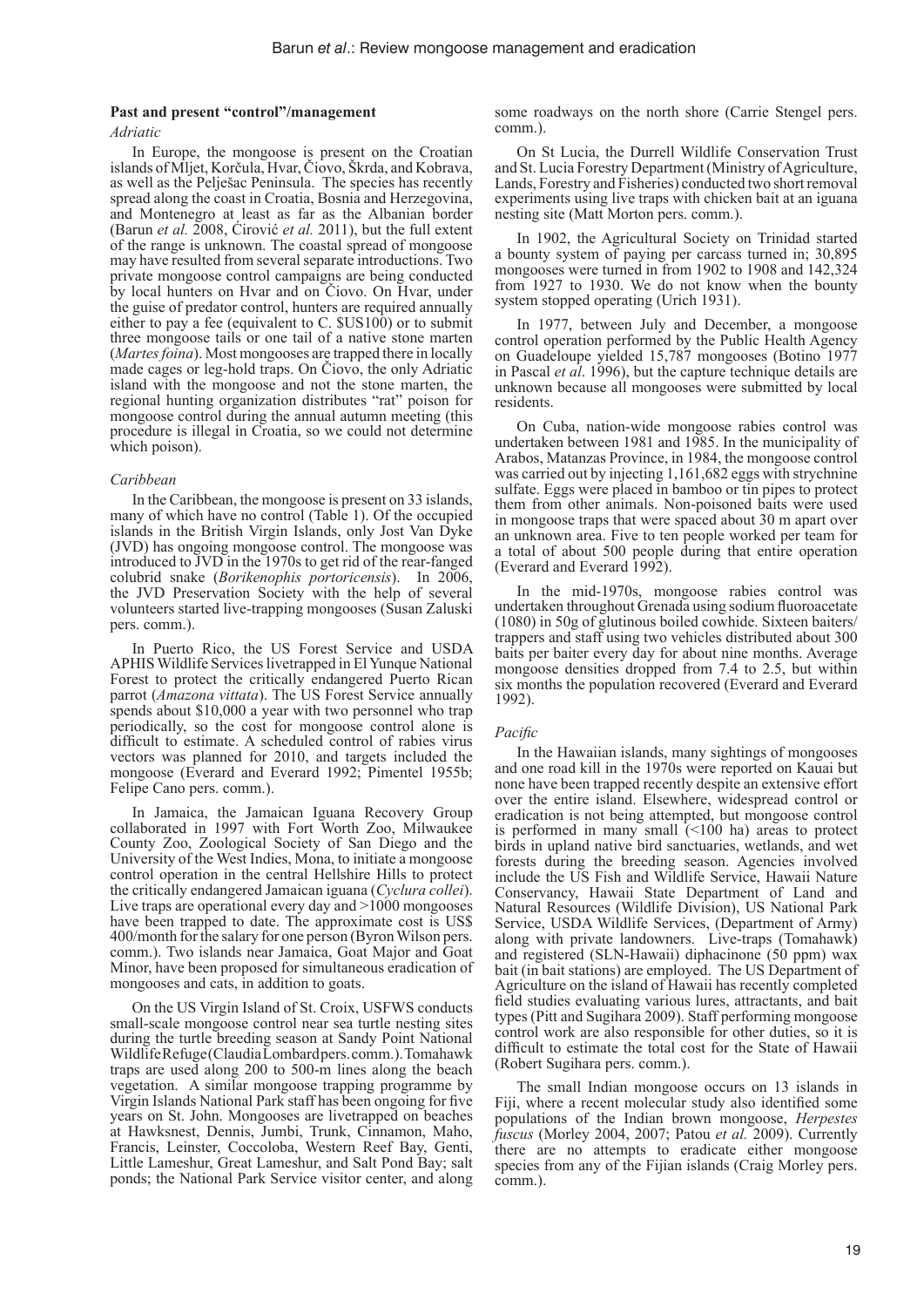### Past and present "control"/management

*Adriatic*

In Europe, the mongoose is present on the Croatian islands of Mljet, Korčula, Hvar, Čiovo, Škrda, and Kobrava, as well as the Pelješac Peninsula. The species has recently spread along the coast in Croatia, Bosnia and Herzegovina, and Montenegro at least as far as the Albanian border (Barun *et al.* 2008, Ćirović *et al.* 2011), but the full extent of the range is unknown. The coastal spread of mongoose may have resulted from several separate introductions. Two private mongoose control campaigns are being conducted by local hunters on Hvar and on Čiovo. On Hvar, under the guise of predator control, hunters are required annually either to pay a fee (equivalent to C. $US100) or to submit three mongoose tails or one tail of a native stone marten (*Martes foina*). Most mongooses are trapped there in locally made cages or leg-hold traps. On Čiovo, the only Adriatic island with the mongoose and not the stone marten, the regional hunting organization distributes "rat" poison for mongoose control during the annual autumn meeting (this procedure is illegal in Croatia, so we could not determine which poison).

*Caribbean*

In the Caribbean, the mongoose is present on 33 islands, many of which have no control (Table 1). Of the occupied islands in the British Virgin Islands, only Jost Van Dyke (JVD) has ongoing mongoose control. The mongoose was introduced to JVD in the 1970s to get rid of the rear-fanged colubrid snake (*Borikenophis portoricensis*). In 2006, the JVD Preservation Society with the help of several volunteers started live-trapping mongooses (Susan Zaluski pers. comm.).

In Puerto Rico, the US Forest Service and USDA APHIS Wildlife Services livetrapped in El Yunque National Forest to protect the critically endangered Puerto Rican parrot (*Amazona vittata*). The US Forest Service annually spends about $10,000 a year with two personnel who trap periodically, so the cost for mongoose control alone is difficult to estimate. A scheduled control of rabies virus vectors was planned for 2010, and targets included the mongoose (Everard and Everard 1992; Pimentel 1955b; Felipe Cano pers. comm.).

In Jamaica, the Jamaican Iguana Recovery Group collaborated in 1997 with Fort Worth Zoo, Milwaukee County Zoo, Zoological Society of San Diego and the University of the West Indies, Mona, to initiate a mongoose control operation in the central Hellshire Hills to protect the critically endangered Jamaican iguana (*Cyclura collei*). Live traps are operational every day and >1000 mongooses have been trapped to date. The approximate cost is US$ 400/month for the salary for one person (Byron Wilson pers. comm.). Two islands near Jamaica, Goat Major and Goat Minor, have been proposed for simultaneous eradication of mongooses and cats, in addition to goats.

On the US Virgin Island of St. Croix, USFWS conducts small-scale mongoose control near sea turtle nesting sites during the turtle breeding season at Sandy Point National Wildlife Refuge (Claudia Lombard pers. comm.). Tomahawk traps are used along 200 to 500-m lines along the beach vegetation. A similar mongoose trapping programme by Virgin Islands National Park staff has been ongoing for five years on St. John. Mongooses are livetrapped on beaches at Hawksnest, Dennis, Jumbi, Trunk, Cinnamon, Maho, Francis, Leinster, Coccoloba, Western Reef Bay, Genti, Little Lameshur, Great Lameshur, and Salt Pond Bay; salt ponds; the National Park Service visitor center, and along some roadways on the north shore (Carrie Stengel pers. comm.).

On St Lucia, the Durrell Wildlife Conservation Trust and St. Lucia Forestry Department (Ministry of Agriculture, Lands, Forestry and Fisheries) conducted two short removal experiments using live traps with chicken bait at an iguana nesting site (Matt Morton pers. comm.).

In 1902, the Agricultural Society on Trinidad started a bounty system of paying per carcass turned in; 30,895 mongooses were turned in from 1902 to 1908 and 142,324 from 1927 to 1930. We do not know when the bounty system stopped operating (Urich 1931).

In 1977, between July and December, a mongoose control operation performed by the Public Health Agency on Guadeloupe yielded 15,787 mongooses (Botino 1977 in Pascal *et al*. 1996), but the capture technique details are unknown because all mongooses were submitted by local residents.

On Cuba, nation-wide mongoose rabies control was undertaken between 1981 and 1985. In the municipality of Arabos, Matanzas Province, in 1984, the mongoose control was carried out by injecting 1,161,682 eggs with strychnine sulfate. Eggs were placed in bamboo or tin pipes to protect them from other animals. Non-poisoned baits were used in mongoose traps that were spaced about 30 m apart over an unknown area. Five to ten people worked per team for a total of about 500 people during that entire operation (Everard and Everard 1992).

In the mid-1970s, mongoose rabies control was undertaken throughout Grenada using sodium fluoroacetate (1080) in 50g of glutinous boiled cowhide. Sixteen baiters/trappers and staff using two vehicles distributed about 300 baits per baiter every day for about nine months. Average mongoose densities dropped from 7.4 to 2.5, but within six months the population recovered (Everard and Everard 1992).

*Pacific*

In the Hawaiian islands, many sightings of mongooses and one road kill in the 1970s were reported on Kauai but none have been trapped recently despite an extensive effort over the entire island. Elsewhere, widespread control or eradication is not being attempted, but mongoose control is performed in many small (<100 ha) areas to protect birds in upland native bird sanctuaries, wetlands, and wet forests during the breeding season. Agencies involved include the US Fish and Wildlife Service, Hawaii Nature Conservancy, Hawaii State Department of Land and Natural Resources (Wildlife Division), US National Park Service, USDA Wildlife Services, (Department of Army) along with private landowners. Live-traps (Tomahawk) and registered (SLN-Hawaii) diphacinone (50 ppm) wax bait (in bait stations) are employed. The US Department of Agriculture on the island of Hawaii has recently completed field studies evaluating various lures, attractants, and bait types (Pitt and Sugihara 2009). Staff performing mongoose control work are also responsible for other duties, so it is difficult to estimate the total cost for the State of Hawaii (Robert Sugihara pers. comm.).

The small Indian mongoose occurs on 13 islands in Fiji, where a recent molecular study also identified some populations of the Indian brown mongoose, *Herpestes fuscus* (Morley 2004, 2007; Patou *et al.* 2009). Currently there are no attempts to eradicate either mongoose species from any of the Fijian islands (Craig Morley pers. comm.).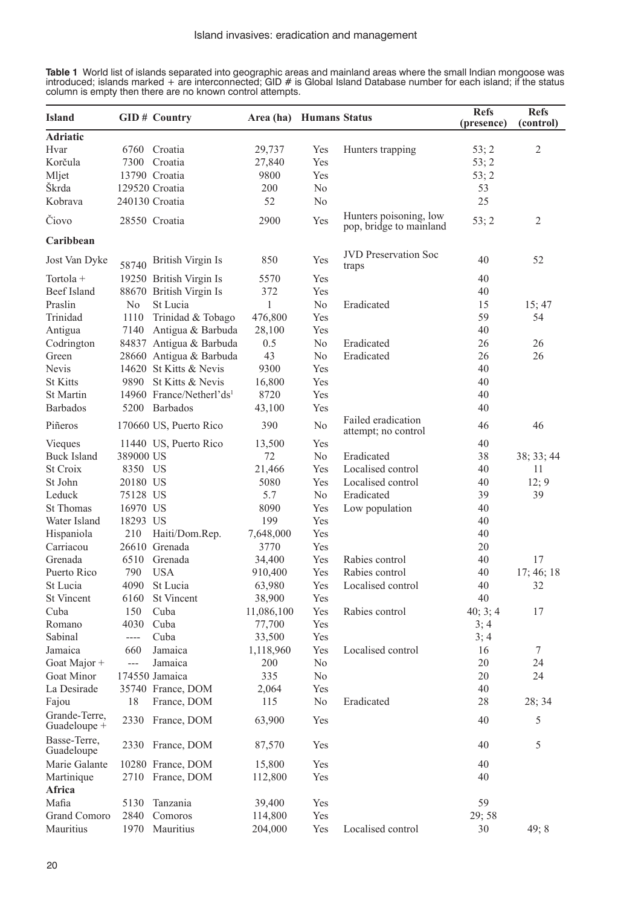**Table 1** World list of islands separated into geographic areas and mainland areas where the small Indian mongoose was introduced; islands marked + are interconnected; GID # is Global Island Database number for each island; if the status column is empty then there are no known control attempts.

| Island | GID # | Country | Area (ha) | Humans | Status | Refs (presence) | Refs (control) |
|---|---|---|---|---|---|---|---|
| **Adriatic** | | | | | | | |
| Hvar | 6760 | Croatia | 29,737 | Yes | Hunters trapping | 53; 2 | 2 |
| Korčula | 7300 | Croatia | 27,840 | Yes | | 53; 2 | |
| Mljet | 13790 | Croatia | 9800 | Yes | | 53; 2 | |
| Škrda | 129520 | Croatia | 200 | No | | 53 | |
| Kobrava | 240130 | Croatia | 52 | No | | 25 | |
| Čiovo | 28550 | Croatia | 2900 | Yes | Hunters poisoning, low pop, bridge to mainland | 53; 2 | 2 |
| **Caribbean** | | | | | | | |
| Jost Van Dyke | 58740 | British Virgin Is | 850 | Yes | JVD Preservation Soc traps | 40 | 52 |
| Tortola + | 19250 | British Virgin Is | 5570 | Yes | | 40 | |
| Beef Island | 88670 | British Virgin Is | 372 | Yes | | 40 | |
| Praslin | No | St Lucia | 1 | No | Eradicated | 15 | 15; 47 |
| Trinidad | 1110 | Trinidad & Tobago | 476,800 | Yes | | 59 | 54 |
| Antigua | 7140 | Antigua & Barbuda | 28,100 | Yes | | 40 | |
| Codrington | 84837 | Antigua & Barbuda | 0.5 | No | Eradicated | 26 | 26 |
| Green | 28660 | Antigua & Barbuda | 43 | No | Eradicated | 26 | 26 |
| Nevis | 14620 | St Kitts & Nevis | 9300 | Yes | | 40 | |
| St Kitts | 9890 | St Kitts & Nevis | 16,800 | Yes | | 40 | |
| St Martin | 14960 | France/Netherl'ds[1] | 8720 | Yes | | 40 | |
| Barbados | 5200 | Barbados | 43,100 | Yes | | 40 | |
| Piñeros | 170660 | US, Puerto Rico | 390 | No | Failed eradication attempt; no control | 46 | 46 |
| Vieques | 11440 | US, Puerto Rico | 13,500 | Yes | | 40 | |
| Buck Island | 389000 | US | 72 | No | Eradicated | 38 | 38; 33; 44 |
| St Croix | 8350 | US | 21,466 | Yes | Localised control | 40 | 11 |
| St John | 20180 | US | 5080 | Yes | Localised control | 40 | 12; 9 |
| Leduck | 75128 | US | 5.7 | No | Eradicated | 39 | 39 |
| St Thomas | 16970 | US | 8090 | Yes | Low population | 40 | |
| Water Island | 18293 | US | 199 | Yes | | 40 | |
| Hispaniola | 210 | Haiti/Dom.Rep. | 7,648,000 | Yes | | 40 | |
| Carriacou | 26610 | Grenada | 3770 | Yes | | 20 | |
| Grenada | 6510 | Grenada | 34,400 | Yes | Rabies control | 40 | 17 |
| Puerto Rico | 790 | USA | 910,400 | Yes | Rabies control | 40 | 17; 46; 18 |
| St Lucia | 4090 | St Lucia | 63,980 | Yes | Localised control | 40 | 32 |
| St Vincent | 6160 | St Vincent | 38,900 | Yes | | 40 | |
| Cuba | 150 | Cuba | 11,086,100 | Yes | Rabies control | 40; 3; 4 | 17 |
| Romano | 4030 | Cuba | 77,700 | Yes | | 3; 4 | |
| Sabinal | ---- | Cuba | 33,500 | Yes | | 3; 4 | |
| Jamaica | 660 | Jamaica | 1,118,960 | Yes | Localised control | 16 | 7 |
| Goat Major + | --- | Jamaica | 200 | No | | 20 | 24 |
| Goat Minor | 174550 | Jamaica | 335 | No | | 20 | 24 |
| La Desirade | 35740 | France, DOM | 2,064 | Yes | | 40 | |
| Fajou | 18 | France, DOM | 115 | No | Eradicated | 28 | 28; 34 |
| Grande-Terre, Guadeloupe + | 2330 | France, DOM | 63,900 | Yes | | 40 | 5 |
| Basse-Terre, Guadeloupe | 2330 | France, DOM | 87,570 | Yes | | 40 | 5 |
| Marie Galante | 10280 | France, DOM | 15,800 | Yes | | 40 | |
| Martinique | 2710 | France, DOM | 112,800 | Yes | | 40 | |
| **Africa** | | | | | | | |
| Mafia | 5130 | Tanzania | 39,400 | Yes | | 59 | |
| Grand Comoro | 2840 | Comoros | 114,800 | Yes | | 29; 58 | |
| Mauritius | 1970 | Mauritius | 204,000 | Yes | Localised control | 30 | 49; 8 |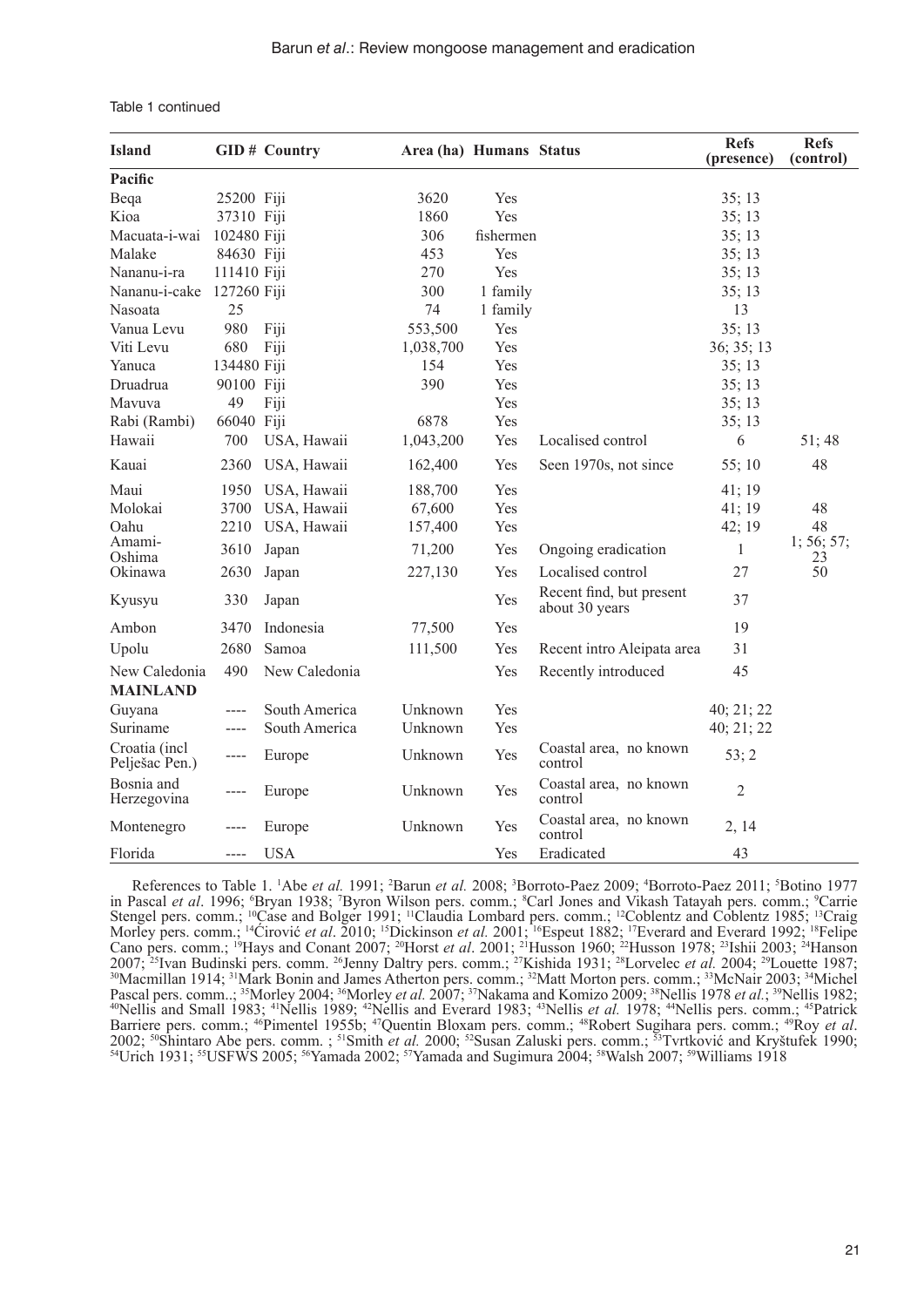Table 1 continued

| Island | GID # | Country | Area (ha) | Humans | Status | Refs (presence) | Refs (control) |
|---|---|---|---|---|---|---|---|
| **Pacific** | | | | | | | |
| Beqa | 25200 | Fiji | 3620 | Yes | | 35; 13 | |
| Kioa | 37310 | Fiji | 1860 | Yes | | 35; 13 | |
| Macuata-i-wai | 102480 | Fiji | 306 | fishermen | | 35; 13 | |
| Malake | 84630 | Fiji | 453 | Yes | | 35; 13 | |
| Nananu-i-ra | 111410 | Fiji | 270 | Yes | | 35; 13 | |
| Nananu-i-cake | 127260 | Fiji | 300 | 1 family | | 35; 13 | |
| Nasoata | 25 | | 74 | 1 family | | 13 | |
| Vanua Levu | 980 | Fiji | 553,500 | Yes | | 35; 13 | |
| Viti Levu | 680 | Fiji | 1,038,700 | Yes | | 36; 35; 13 | |
| Yanuca | 134480 | Fiji | 154 | Yes | | 35; 13 | |
| Druadrua | 90100 | Fiji | 390 | Yes | | 35; 13 | |
| Mavuva | 49 | Fiji | | Yes | | 35; 13 | |
| Rabi (Rambi) | 66040 | Fiji | 6878 | Yes | | 35; 13 | |
| Hawaii | 700 | USA, Hawaii | 1,043,200 | Yes | Localised control | 6 | 51; 48 |
| Kauai | 2360 | USA, Hawaii | 162,400 | Yes | Seen 1970s, not since | 55; 10 | 48 |
| Maui | 1950 | USA, Hawaii | 188,700 | Yes | | 41; 19 | |
| Molokai | 3700 | USA, Hawaii | 67,600 | Yes | | 41; 19 | 48 |
| Oahu | 2210 | USA, Hawaii | 157,400 | Yes | | 42; 19 | 48 |
| Amami-Oshima | 3610 | Japan | 71,200 | Yes | Ongoing eradication | 1 | 1; 56; 57; 23 |
| Okinawa | 2630 | Japan | 227,130 | Yes | Localised control | 27 | 50 |
| Kyusyu | 330 | Japan | | Yes | Recent find, but present about 30 years | 37 | |
| Ambon | 3470 | Indonesia | 77,500 | Yes | | 19 | |
| Upolu | 2680 | Samoa | 111,500 | Yes | Recent intro Aleipata area | 31 | |
| New Caledonia | 490 | New Caledonia | | Yes | Recently introduced | 45 | |
| **MAINLAND** | | | | | | | |
| Guyana | ---- | South America | Unknown | Yes | | 40; 21; 22 | |
| Suriname | ---- | South America | Unknown | Yes | | 40; 21; 22 | |
| Croatia (incl Pelješac Pen.) | ---- | Europe | Unknown | Yes | Coastal area, no known control | 53; 2 | |
| Bosnia and Herzegovina | ---- | Europe | Unknown | Yes | Coastal area, no known control | 2 | |
| Montenegro | ---- | Europe | Unknown | Yes | Coastal area, no known control | 2, 14 | |
| Florida | ---- | USA | | Yes | Eradicated | 43 | |

References to Table 1. [1]Abe *et al.* 1991; [2]Barun *et al.* 2008; [3]Borroto-Paez 2009; [4]Borroto-Paez 2011; [5]Botino 1977 in Pascal *et al*. 1996; [6]Bryan 1938; [7]Byron Wilson pers. comm.; [8]Carl Jones and Vikash Tatayah pers. comm.; [9]Carrie Stengel pers. comm.; [10]Case and Bolger 1991; [11]Claudia Lombard pers. comm.; [12]Coblentz and Coblentz 1985; [13]Craig Morley pers. comm.; [14]Ćirović *et al*. 2010; [15]Dickinson *et al.* 2001; [16]Espeut 1882; [17]Everard and Everard 1992; [18]Felipe Cano pers. comm.; [19]Hays and Conant 2007; [20]Horst *et al*. 2001; [21]Husson 1960; [22]Husson 1978; [23]Ishii 2003; [24]Hanson 2007; [25]Ivan Budinski pers. comm. [26]Jenny Daltry pers. comm.; [27]Kishida 1931; [28]Lorvelec *et al.* 2004; [29]Louette 1987; [30]Macmillan 1914; [31]Mark Bonin and James Atherton pers. comm.; [32]Matt Morton pers. comm.; [33]McNair 2003; [34]Michel Pascal pers. comm..; [35]Morley 2004; [36]Morley *et al.* 2007; [37]Nakama and Komizo 2009; [38]Nellis 1978 *et al.*; [39]Nellis 1982; [40]Nellis and Small 1983; [41]Nellis 1989; [42]Nellis and Everard 1983; [43]Nellis *et al.* 1978; [44]Nellis pers. comm.; [45]Patrick Barriere pers. comm.; [46]Pimentel 1955b; [47]Quentin Bloxam pers. comm.; [48]Robert Sugihara pers. comm.; [49]Roy *et al*. 2002; [50]Shintaro Abe pers. comm. ; [51]Smith *et al.* 2000; [52]Susan Zaluski pers. comm.; [53]Tvrtković and Kryštufek 1990; [54]Urich 1931; [55]USFWS 2005; [56]Yamada 2002; [57]Yamada and Sugimura 2004; [58]Walsh 2007; [59]Williams 1918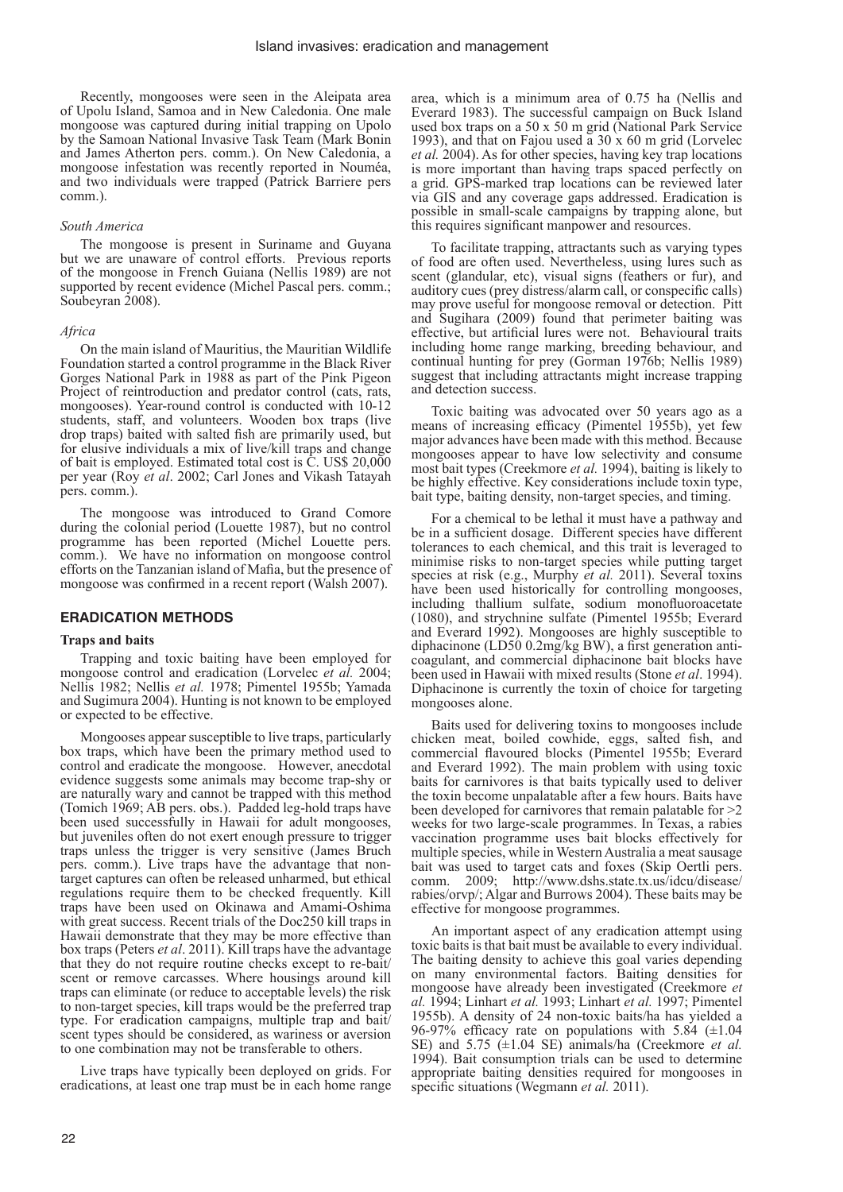Recently, mongooses were seen in the Aleipata area of Upolu Island, Samoa and in New Caledonia. One male mongoose was captured during initial trapping on Upolu by the Samoan National Invasive Task Team (Mark Bonin and James Atherton pers. comm.). On New Caledonia, a mongoose infestation was recently reported in Nouméa, and two individuals were trapped (Patrick Barriere pers comm.).

*South America*

The mongoose is present in Suriname and Guyana but we are unaware of control efforts. Previous reports of the mongoose in French Guiana (Nellis 1989) are not supported by recent evidence (Michel Pascal pers. comm.; Soubeyran 2008).

*Africa*

On the main island of Mauritius, the Mauritian Wildlife Foundation started a control programme in the Black River Gorges National Park in 1988 as part of the Pink Pigeon Project of reintroduction and predator control (cats, rats, mongooses). Year-round control is conducted with 10-12 students, staff, and volunteers. Wooden box traps (live drop traps) baited with salted fish are primarily used, but for elusive individuals a mix of live/kill traps and change of bait is employed. Estimated total cost is C. US$ 20,000 per year (Roy *et al*. 2002; Carl Jones and Vikash Tatayah pers. comm.).

The mongoose was introduced to Grand Comore during the colonial period (Louette 1987), but no control programme has been reported (Michel Louette pers. comm.). We have no information on mongoose control efforts on the Tanzanian island of Mafia, but the presence of mongoose was confirmed in a recent report (Walsh 2007).

## ERADICATION METHODS

### Traps and baits

Trapping and toxic baiting have been employed for mongoose control and eradication (Lorvelec *et al.* 2004; Nellis 1982; Nellis *et al.* 1978; Pimentel 1955b; Yamada and Sugimura 2004). Hunting is not known to be employed or expected to be effective.

Mongooses appear susceptible to live traps, particularly box traps, which have been the primary method used to control and eradicate the mongoose. However, anecdotal evidence suggests some animals may become trap-shy or are naturally wary and cannot be trapped with this method (Tomich 1969; AB pers. obs.). Padded leg-hold traps have been used successfully in Hawaii for adult mongooses, but juveniles often do not exert enough pressure to trigger traps unless the trigger is very sensitive (James Bruch pers. comm.). Live traps have the advantage that non-target captures can often be released unharmed, but ethical regulations require them to be checked frequently. Kill traps have been used on Okinawa and Amami-Oshima with great success. Recent trials of the Doc250 kill traps in Hawaii demonstrate that they may be more effective than box traps (Peters *et al*. 2011). Kill traps have the advantage that they do not require routine checks except to re-bait/scent or remove carcasses. Where housings around kill traps can eliminate (or reduce to acceptable levels) the risk to non-target species, kill traps would be the preferred trap type. For eradication campaigns, multiple trap and bait/scent types should be considered, as wariness or aversion to one combination may not be transferable to others.

Live traps have typically been deployed on grids. For eradications, at least one trap must be in each home range area, which is a minimum area of 0.75 ha (Nellis and Everard 1983). The successful campaign on Buck Island used box traps on a 50 x 50 m grid (National Park Service 1993), and that on Fajou used a 30 x 60 m grid (Lorvelec *et al.* 2004). As for other species, having key trap locations is more important than having traps spaced perfectly on a grid. GPS-marked trap locations can be reviewed later via GIS and any coverage gaps addressed. Eradication is possible in small-scale campaigns by trapping alone, but this requires significant manpower and resources.

To facilitate trapping, attractants such as varying types of food are often used. Nevertheless, using lures such as scent (glandular, etc), visual signs (feathers or fur), and auditory cues (prey distress/alarm call, or conspecific calls) may prove useful for mongoose removal or detection. Pitt and Sugihara (2009) found that perimeter baiting was effective, but artificial lures were not. Behavioural traits including home range marking, breeding behaviour, and continual hunting for prey (Gorman 1976b; Nellis 1989) suggest that including attractants might increase trapping and detection success.

Toxic baiting was advocated over 50 years ago as a means of increasing efficacy (Pimentel 1955b), yet few major advances have been made with this method. Because mongooses appear to have low selectivity and consume most bait types (Creekmore *et al.* 1994), baiting is likely to be highly effective. Key considerations include toxin type, bait type, baiting density, non-target species, and timing.

For a chemical to be lethal it must have a pathway and be in a sufficient dosage. Different species have different tolerances to each chemical, and this trait is leveraged to minimise risks to non-target species while putting target species at risk (e.g., Murphy *et al.* 2011). Several toxins have been used historically for controlling mongooses, including thallium sulfate, sodium monofluoroacetate (1080), and strychnine sulfate (Pimentel 1955b; Everard and Everard 1992). Mongooses are highly susceptible to diphacinone ($LD_{50}$ 0.2mg/kg BW), a first generation anticoagulant, and commercial diphacinone bait blocks have been used in Hawaii with mixed results (Stone *et al*. 1994). Diphacinone is currently the toxin of choice for targeting mongooses alone.

Baits used for delivering toxins to mongooses include chicken meat, boiled cowhide, eggs, salted fish, and commercial flavoured blocks (Pimentel 1955b; Everard and Everard 1992). The main problem with using toxic baits for carnivores is that baits typically used to deliver the toxin become unpalatable after a few hours. Baits have been developed for carnivores that remain palatable for >2 weeks for two large-scale programmes. In Texas, a rabies vaccination programme uses bait blocks effectively for multiple species, while in Western Australia a meat sausage bait was used to target cats and foxes (Skip Oertli pers. comm. 2009; http://www.dshs.state.tx.us/idcu/disease/rabies/orvp/; Algar and Burrows 2004). These baits may be effective for mongoose programmes.

An important aspect of any eradication attempt using toxic baits is that bait must be available to every individual. The baiting density to achieve this goal varies depending on many environmental factors. Baiting densities for mongoose have already been investigated (Creekmore *et al.* 1994; Linhart *et al.* 1993; Linhart *et al.* 1997; Pimentel 1955b). A density of 24 non-toxic baits/ha has yielded a 96-97% efficacy rate on populations with 5.84 (±1.04 SE) and 5.75 (±1.04 SE) animals/ha (Creekmore *et al.* 1994). Bait consumption trials can be used to determine appropriate baiting densities required for mongooses in specific situations (Wegmann *et al.* 2011).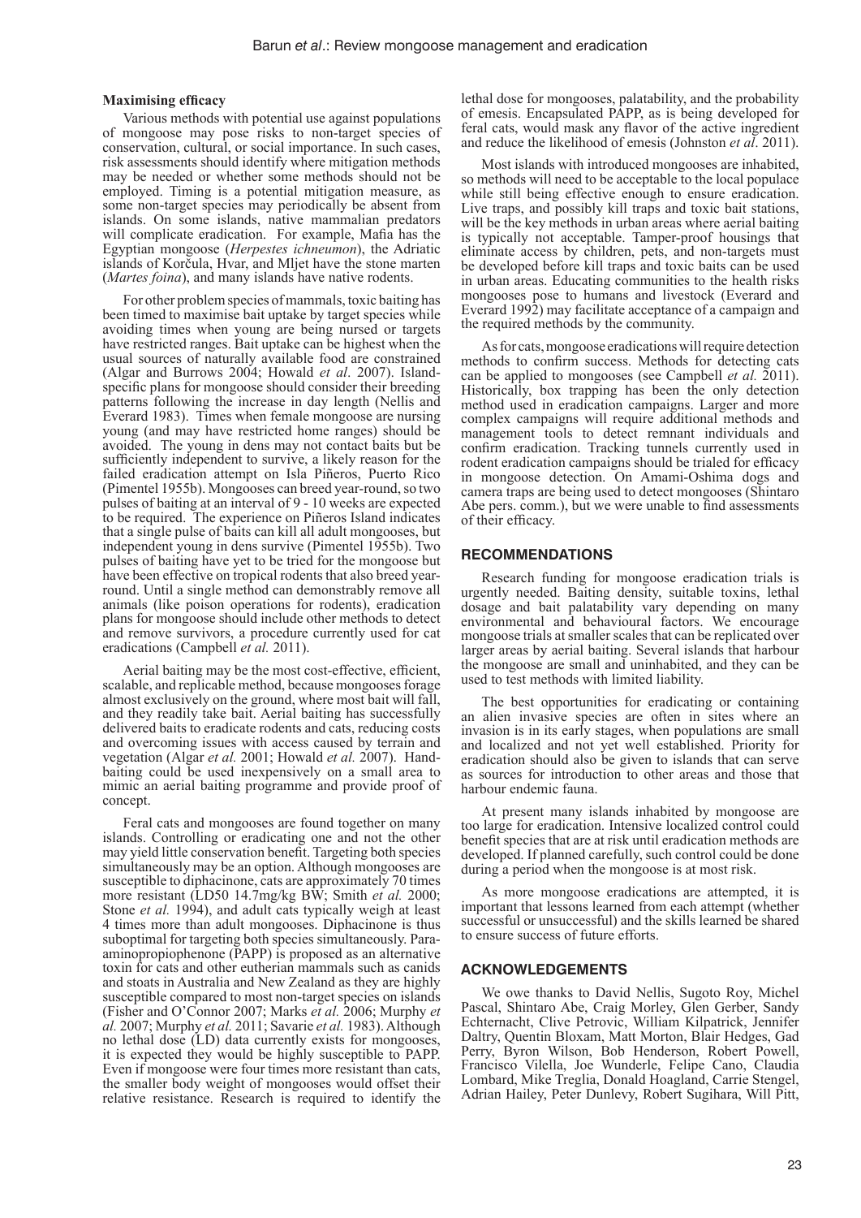**Maximising efficacy**

Various methods with potential use against populations of mongoose may pose risks to non-target species of conservation, cultural, or social importance. In such cases, risk assessments should identify where mitigation methods may be needed or whether some methods should not be employed. Timing is a potential mitigation measure, as some non-target species may periodically be absent from islands. On some islands, native mammalian predators will complicate eradication. For example, Mafia has the Egyptian mongoose (*Herpestes ichneumon*), the Adriatic islands of Korčula, Hvar, and Mljet have the stone marten (*Martes foina*), and many islands have native rodents.

For other problem species of mammals, toxic baiting has been timed to maximise bait uptake by target species while avoiding times when young are being nursed or targets have restricted ranges. Bait uptake can be highest when the usual sources of naturally available food are constrained (Algar and Burrows 2004; Howald *et al*. 2007). Island-specific plans for mongoose should consider their breeding patterns following the increase in day length (Nellis and Everard 1983). Times when female mongoose are nursing young (and may have restricted home ranges) should be avoided. The young in dens may not contact baits but be sufficiently independent to survive, a likely reason for the failed eradication attempt on Isla Piñeros, Puerto Rico (Pimentel 1955b). Mongooses can breed year-round, so two pulses of baiting at an interval of 9 - 10 weeks are expected to be required. The experience on Piñeros Island indicates that a single pulse of baits can kill all adult mongooses, but independent young in dens survive (Pimentel 1955b). Two pulses of baiting have yet to be tried for the mongoose but have been effective on tropical rodents that also breed year-round. Until a single method can demonstrably remove all animals (like poison operations for rodents), eradication plans for mongoose should include other methods to detect and remove survivors, a procedure currently used for cat eradications (Campbell *et al.* 2011).

Aerial baiting may be the most cost-effective, efficient, scalable, and replicable method, because mongooses forage almost exclusively on the ground, where most bait will fall, and they readily take bait. Aerial baiting has successfully delivered baits to eradicate rodents and cats, reducing costs and overcoming issues with access caused by terrain and vegetation (Algar *et al.* 2001; Howald *et al.* 2007). Hand-baiting could be used inexpensively on a small area to mimic an aerial baiting programme and provide proof of concept.

Feral cats and mongooses are found together on many islands. Controlling or eradicating one and not the other may yield little conservation benefit. Targeting both species simultaneously may be an option. Although mongooses are susceptible to diphacinone, cats are approximately 70 times more resistant (LD50 14.7mg/kg BW; Smith *et al.* 2000; Stone *et al.* 1994), and adult cats typically weigh at least 4 times more than adult mongooses. Diphacinone is thus suboptimal for targeting both species simultaneously. Para-aminopropiophenone (PAPP) is proposed as an alternative toxin for cats and other eutherian mammals such as canids and stoats in Australia and New Zealand as they are highly susceptible compared to most non-target species on islands (Fisher and O'Connor 2007; Marks *et al.* 2006; Murphy *et al.* 2007; Murphy *et al.* 2011; Savarie *et al.* 1983). Although no lethal dose (LD) data currently exists for mongooses, it is expected they would be highly susceptible to PAPP. Even if mongoose were four times more resistant than cats, the smaller body weight of mongooses would offset their relative resistance. Research is required to identify the lethal dose for mongooses, palatability, and the probability of emesis. Encapsulated PAPP, as is being developed for feral cats, would mask any flavor of the active ingredient and reduce the likelihood of emesis (Johnston *et al*. 2011).

Most islands with introduced mongooses are inhabited, so methods will need to be acceptable to the local populace while still being effective enough to ensure eradication. Live traps, and possibly kill traps and toxic bait stations, will be the key methods in urban areas where aerial baiting is typically not acceptable. Tamper-proof housings that eliminate access by children, pets, and non-targets must be developed before kill traps and toxic baits can be used in urban areas. Educating communities to the health risks mongooses pose to humans and livestock (Everard and Everard 1992) may facilitate acceptance of a campaign and the required methods by the community.

As for cats, mongoose eradications will require detection methods to confirm success. Methods for detecting cats can be applied to mongooses (see Campbell *et al.* 2011). Historically, box trapping has been the only detection method used in eradication campaigns. Larger and more complex campaigns will require additional methods and management tools to detect remnant individuals and confirm eradication. Tracking tunnels currently used in rodent eradication campaigns should be trialed for efficacy in mongoose detection. On Amami-Oshima dogs and camera traps are being used to detect mongooses (Shintaro Abe pers. comm.), but we were unable to find assessments of their efficacy.

## RECOMMENDATIONS

Research funding for mongoose eradication trials is urgently needed. Baiting density, suitable toxins, lethal dosage and bait palatability vary depending on many environmental and behavioural factors. We encourage mongoose trials at smaller scales that can be replicated over larger areas by aerial baiting. Several islands that harbour the mongoose are small and uninhabited, and they can be used to test methods with limited liability.

The best opportunities for eradicating or containing an alien invasive species are often in sites where an invasion is in its early stages, when populations are small and localized and not yet well established. Priority for eradication should also be given to islands that can serve as sources for introduction to other areas and those that harbour endemic fauna.

At present many islands inhabited by mongoose are too large for eradication. Intensive localized control could benefit species that are at risk until eradication methods are developed. If planned carefully, such control could be done during a period when the mongoose is at most risk.

As more mongoose eradications are attempted, it is important that lessons learned from each attempt (whether successful or unsuccessful) and the skills learned be shared to ensure success of future efforts.

## ACKNOWLEDGEMENTS

We owe thanks to David Nellis, Sugoto Roy, Michel Pascal, Shintaro Abe, Craig Morley, Glen Gerber, Sandy Echternacht, Clive Petrovic, William Kilpatrick, Jennifer Daltry, Quentin Bloxam, Matt Morton, Blair Hedges, Gad Perry, Byron Wilson, Bob Henderson, Robert Powell, Francisco Vilella, Joe Wunderle, Felipe Cano, Claudia Lombard, Mike Treglia, Donald Hoagland, Carrie Stengel, Adrian Hailey, Peter Dunlevy, Robert Sugihara, Will Pitt,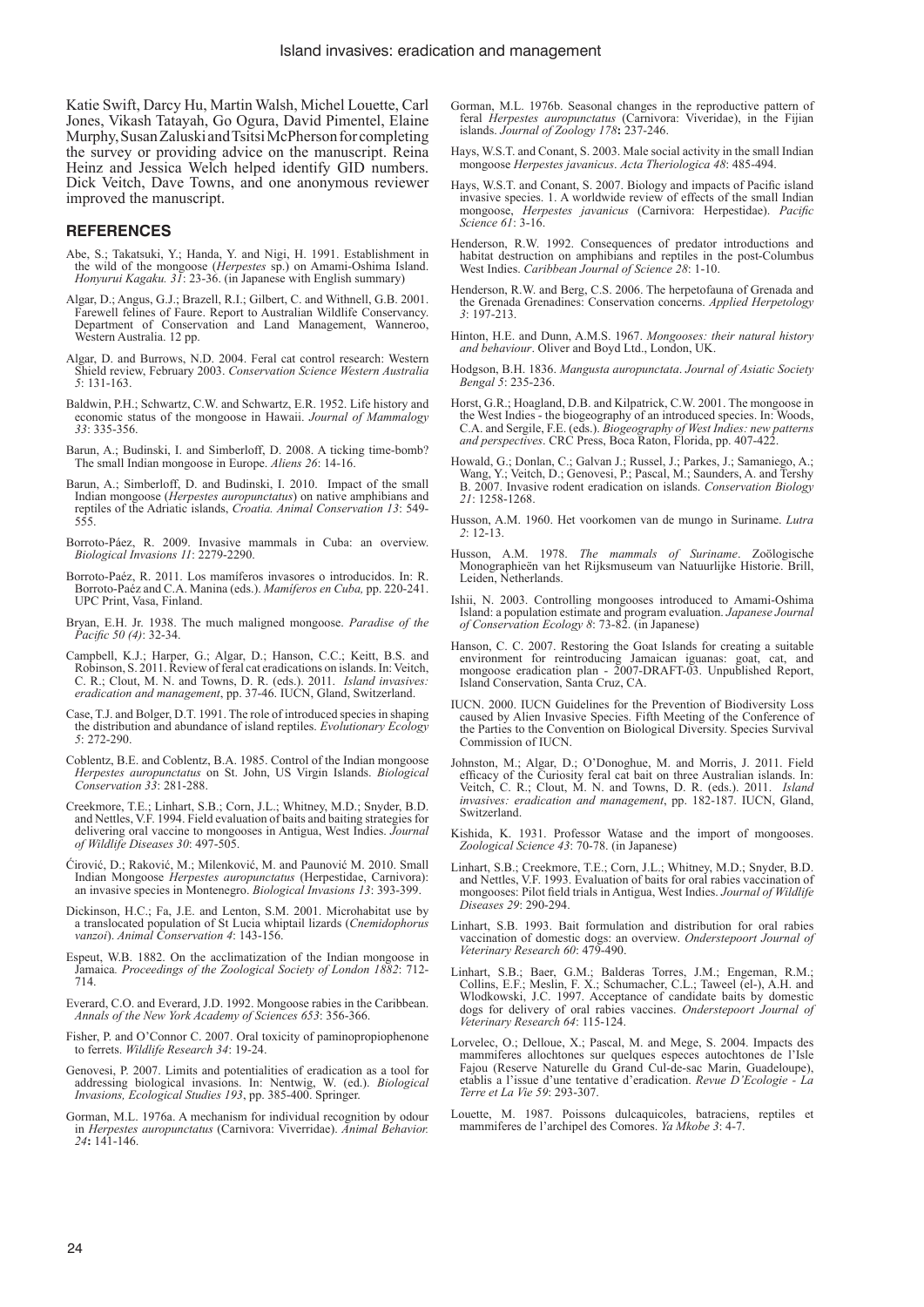Katie Swift, Darcy Hu, Martin Walsh, Michel Louette, Carl Jones, Vikash Tatayah, Go Ogura, David Pimentel, Elaine Murphy, Susan Zaluski and Tsitsi McPherson for completing the survey or providing advice on the manuscript. Reina Heinz and Jessica Welch helped identify GID numbers. Dick Veitch, Dave Towns, and one anonymous reviewer improved the manuscript.

## REFERENCES

Abe, S.; Takatsuki, Y.; Handa, Y. and Nigi, H. 1991. Establishment in the wild of the mongoose (*Herpestes* sp.) on Amami-Oshima Island. *Honyurui Kagaku. 31*: 23-36. (in Japanese with English summary)

Algar, D.; Angus, G.J.; Brazell, R.I.; Gilbert, C. and Withnell, G.B. 2001. Farewell felines of Faure. Report to Australian Wildlife Conservancy. Department of Conservation and Land Management, Wanneroo, Western Australia. 12 pp.

Algar, D. and Burrows, N.D. 2004. Feral cat control research: Western Shield review, February 2003. *Conservation Science Western Australia 5*: 131-163.

Baldwin, P.H.; Schwartz, C.W. and Schwartz, E.R. 1952. Life history and economic status of the mongoose in Hawaii. *Journal of Mammalogy 33*: 335-356.

Barun, A.; Budinski, I. and Simberloff, D. 2008. A ticking time-bomb? The small Indian mongoose in Europe. *Aliens 26*: 14-16.

Barun, A.; Simberloff, D. and Budinski, I. 2010. Impact of the small Indian mongoose (*Herpestes auropunctatus*) on native amphibians and reptiles of the Adriatic islands, *Croatia. Animal Conservation 13*: 549-555.

Borroto-Páez, R. 2009. Invasive mammals in Cuba: an overview. *Biological Invasions 11*: 2279-2290.

Borroto-Paéz, R. 2011. Los mamíferos invasores o introducidos. In: R. Borroto-Paéz and C.A. Manina (eds.). *Mamíferos en Cuba,* pp. 220-241. UPC Print, Vasa, Finland.

Bryan, E.H. Jr. 1938. The much maligned mongoose. *Paradise of the Pacific 50 (4)*: 32-34.

Campbell, K.J.; Harper, G.; Algar, D.; Hanson, C.C.; Keitt, B.S. and Robinson, S. 2011. Review of feral cat eradications on islands. In: Veitch, C. R.; Clout, M. N. and Towns, D. R. (eds.). 2011. *Island invasives: eradication and management*, pp. 37-46. IUCN, Gland, Switzerland.

Case, T.J. and Bolger, D.T. 1991. The role of introduced species in shaping the distribution and abundance of island reptiles. *Evolutionary Ecology 5*: 272-290.

Coblentz, B.E. and Coblentz, B.A. 1985. Control of the Indian mongoose *Herpestes auropunctatus* on St. John, US Virgin Islands. *Biological Conservation 33*: 281-288.

Creekmore, T.E.; Linhart, S.B.; Corn, J.L.; Whitney, M.D.; Snyder, B.D. and Nettles, V.F. 1994. Field evaluation of baits and baiting strategies for delivering oral vaccine to mongooses in Antigua, West Indies. *Journal of Wildlife Diseases 30*: 497-505.

Ćirović, D.; Raković, M.; Milenković, M. and Paunović M. 2010. Small Indian Mongoose *Herpestes auropunctatus* (Herpestidae, Carnivora): an invasive species in Montenegro. *Biological Invasions 13*: 393-399.

Dickinson, H.C.; Fa, J.E. and Lenton, S.M. 2001. Microhabitat use by a translocated population of St Lucia whiptail lizards (*Cnemidophorus vanzoi*). *Animal Conservation 4*: 143-156.

Espeut, W.B. 1882. On the acclimatization of the Indian mongoose in Jamaica*. Proceedings of the Zoological Society of London 1882*: 712-714.

Everard, C.O. and Everard, J.D. 1992. Mongoose rabies in the Caribbean. *Annals of the New York Academy of Sciences 653*: 356-366.

Fisher, P. and O'Connor C. 2007. Oral toxicity of paminopropiophenone to ferrets. *Wildlife Research 34*: 19-24.

Genovesi, P. 2007. Limits and potentialities of eradication as a tool for addressing biological invasions. In: Nentwig, W. (ed.). *Biological Invasions, Ecological Studies 193*, pp. 385-400. Springer.

Gorman, M.L. 1976a. A mechanism for individual recognition by odour in *Herpestes auropunctatus* (Carnivora: Viverridae). *Animal Behavior. 24***:** 141-146.

Gorman, M.L. 1976b. Seasonal changes in the reproductive pattern of feral *Herpestes auropunctatus* (Carnivora: Viveridae), in the Fijian islands. *Journal of Zoology 178***:** 237-246.

Hays, W.S.T. and Conant, S. 2003. Male social activity in the small Indian mongoose *Herpestes javanicus*. *Acta Theriologica 48*: 485-494.

Hays, W.S.T. and Conant, S. 2007. Biology and impacts of Pacific island invasive species. 1. A worldwide review of effects of the small Indian mongoose, *Herpestes javanicus* (Carnivora: Herpestidae). *Pacific Science 61*: 3-16.

Henderson, R.W. 1992. Consequences of predator introductions and habitat destruction on amphibians and reptiles in the post-Columbus West Indies. *Caribbean Journal of Science 28*: 1-10.

Henderson, R.W. and Berg, C.S. 2006. The herpetofauna of Grenada and the Grenada Grenadines: Conservation concerns. *Applied Herpetology 3*: 197-213.

Hinton, H.E. and Dunn, A.M.S. 1967. *Mongooses: their natural history and behaviour*. Oliver and Boyd Ltd., London, UK.

Hodgson, B.H. 1836. *Mangusta auropunctata*. *Journal of Asiatic Society Bengal 5*: 235-236.

Horst, G.R.; Hoagland, D.B. and Kilpatrick, C.W. 2001. The mongoose in the West Indies - the biogeography of an introduced species. In: Woods, C.A. and Sergile, F.E. (eds.). *Biogeography of West Indies: new patterns and perspectives*. CRC Press, Boca Raton, Florida, pp. 407-422.

Howald, G.; Donlan, C.; Galvan J.; Russel, J.; Parkes, J.; Samaniego, A.; Wang, Y.; Veitch, D.; Genovesi, P.; Pascal, M.; Saunders, A. and Tershy B. 2007. Invasive rodent eradication on islands. *Conservation Biology 21*: 1258-1268.

Husson, A.M. 1960. Het voorkomen van de mungo in Suriname. *Lutra 2*: 12-13.

Husson, A.M. 1978. *The mammals of Suriname*. Zoölogische Monographieën van het Rijksmuseum van Natuurlijke Historie. Brill, Leiden, Netherlands.

Ishii, N. 2003. Controlling mongooses introduced to Amami-Oshima Island: a population estimate and program evaluation. *Japanese Journal of Conservation Ecology 8*: 73-82. (in Japanese)

Hanson, C. C. 2007. Restoring the Goat Islands for creating a suitable environment for reintroducing Jamaican iguanas: goat, cat, and mongoose eradication plan - 2007-DRAFT-03. Unpublished Report, Island Conservation, Santa Cruz, CA.

IUCN. 2000. IUCN Guidelines for the Prevention of Biodiversity Loss caused by Alien Invasive Species. Fifth Meeting of the Conference of the Parties to the Convention on Biological Diversity. Species Survival Commission of IUCN.

Johnston, M.; Algar, D.; O'Donoghue, M. and Morris, J. 2011. Field efficacy of the Curiosity feral cat bait on three Australian islands. In: Veitch, C. R.; Clout, M. N. and Towns, D. R. (eds.). 2011. *Island invasives: eradication and management*, pp. 182-187. IUCN, Gland, Switzerland.

Kishida, K. 1931. Professor Watase and the import of mongooses. *Zoological Science 43*: 70-78. (in Japanese)

Linhart, S.B.; Creekmore, T.E.; Corn, J.L.; Whitney, M.D.; Snyder, B.D. and Nettles, V.F. 1993. Evaluation of baits for oral rabies vaccination of mongooses: Pilot field trials in Antigua, West Indies. *Journal of Wildlife Diseases 29*: 290-294.

Linhart, S.B. 1993. Bait formulation and distribution for oral rabies vaccination of domestic dogs: an overview. *Onderstepoort Journal of Veterinary Research 60*: 479-490.

Linhart, S.B.; Baer, G.M.; Balderas Torres, J.M.; Engeman, R.M.; Collins, E.F.; Meslin, F. X.; Schumacher, C.L.; Taweel (el-), A.H. and Wlodkowski, J.C. 1997. Acceptance of candidate baits by domestic dogs for delivery of oral rabies vaccines. *Onderstepoort Journal of Veterinary Research 64*: 115-124.

Lorvelec, O.; Delloue, X.; Pascal, M. and Mege, S. 2004. Impacts des mammiferes allochtones sur quelques especes autochtones de l'Isle Fajou (Reserve Naturelle du Grand Cul-de-sac Marin, Guadeloupe), etablis a l'issue d'une tentative d'eradication. *Revue D'Ecologie - La Terre et La Vie 59*: 293-307.

Louette, M. 1987. Poissons dulcaquicoles, batraciens, reptiles et mammiferes de l'archipel des Comores. *Ya Mkobe 3*: 4-7.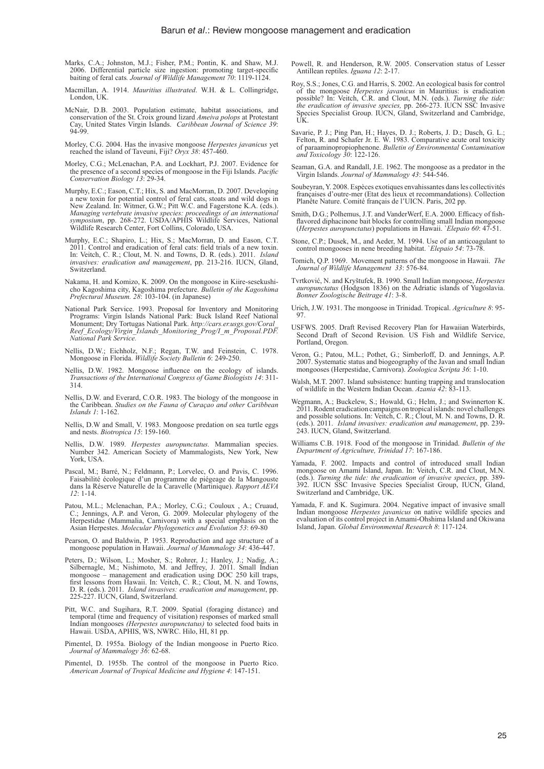Marks, C.A.; Johnston, M.J.; Fisher, P.M.; Pontin, K. and Shaw, M.J. 2006. Differential particle size ingestion: promoting target-specific baiting of feral cats*. Journal of Wildlife Management 70*: 1119-1124.

Macmillan, A. 1914. *Mauritius illustrated*. W.H. & L. Collingridge, London, UK.

McNair, D.B. 2003. Population estimate, habitat associations, and conservation of the St. Croix ground lizard *Ameiva polops* at Protestant Cay, United States Virgin Islands. *Caribbean Journal of Science 39*: 94-99.

Morley, C.G. 2004. Has the invasive mongoose *Herpestes javanicus* yet reached the island of Taveuni, Fiji? *Oryx 38*: 457-460.

Morley, C.G.; McLenachan, P.A. and Lockhart, P.J. 2007. Evidence for the presence of a second species of mongoose in the Fiji Islands. *Pacific Conservation Biology 13*: 29-34.

Murphy, E.C.; Eason, C.T.; Hix, S. and MacMorran, D. 2007. Developing a new toxin for potential control of feral cats, stoats and wild dogs in New Zealand. In: Witmer, G.W.; Pitt W.C. and Fagerstone K.A. (eds.). *Managing vertebrate invasive species: proceedings of an international symposium*, pp. 268-272. USDA/APHIS Wildlife Services, National Wildlife Research Center, Fort Collins, Colorado, USA.

Murphy, E.C.; Shapiro, L.; Hix, S.; MacMorran, D. and Eason, C.T. 2011. Control and eradication of feral cats: field trials of a new toxin. In: Veitch, C. R.; Clout, M. N. and Towns, D. R. (eds.). 2011. *Island invasives: eradication and management*, pp. 213-216. IUCN, Gland, Switzerland.

Nakama, H. and Komizo, K. 2009. On the mongoose in Kiire-sesekushi-cho Kagoshima city, Kagoshima prefecture. *Bulletin of the Kagoshima Prefectural Museum. 28*: 103-104. (in Japanese)

National Park Service. 1993. Proposal for Inventory and Monitoring Programs: Virgin Islands National Park: Buck Island Reef National Monument; Dry Tortugas National Park. *http://cars.er.usgs.gov/Coral_Reef_Ecology/Virgin_Islands_Monitoring_Prog/I_m_Proposal.PDF. National Park Service.*

Nellis, D.W.; Eichholz, N.F.; Regan, T.W. and Feinstein, C. 1978. Mongoose in Florida. *Wildlife Society Bulletin 6*: 249-250.

Nellis, D.W. 1982. Mongoose influence on the ecology of islands. *Transactions of the International Congress of Game Biologists 14*: 311-314.

Nellis, D.W. and Everard, C.O.R. 1983. The biology of the mongoose in the Caribbean. *Studies on the Fauna of Curaçao and other Caribbean Islands 1*: 1-162.

Nellis, D.W and Small, V. 1983. Mongoose predation on sea turtle eggs and nests. *Biotropica 15*: 159-160.

Nellis, D.W. 1989. *Herpestes auropunctatus.* Mammalian species. Number 342. American Society of Mammalogists, New York, New York, USA.

Pascal, M.; Barré, N.; Feldmann, P.; Lorvelec, O. and Pavis, C. 1996. Faisabilité écologique d'un programme de piégeage de la Mangouste dans la Réserve Naturelle de la Caravelle (Martinique). *Rapport AEVA 12*: 1-14.

Patou, M.L.; Mclenachan, P.A.; Morley, C.G.; Couloux , A.; Cruaud, C.; Jennings, A.P. and Veron, G. 2009. Molecular phylogeny of the Herpestidae (Mammalia, Carnivora) with a special emphasis on the Asian Herpestes. *Molecular Phylogenetics and Evolution 53*: 69-80

Pearson, O. and Baldwin, P. 1953. Reproduction and age structure of a mongoose population in Hawaii. *Journal of Mammalogy 34*: 436-447.

Peters, D.; Wilson, L.; Mosher, S.; Rohrer, J.; Hanley, J.; Nadig, A.; Silbernagle, M.; Nishimoto, M. and Jeffrey, J. 2011. Small Indian mongoose – management and eradication using DOC 250 kill traps, first lessons from Hawaii. In: Veitch, C. R.; Clout, M. N. and Towns, D. R. (eds.). 2011. *Island invasives: eradication and management*, pp. 225-227. IUCN, Gland, Switzerland.

Pitt, W.C. and Sugihara, R.T. 2009. Spatial (foraging distance) and temporal (time and frequency of visitation) responses of marked small Indian mongooses *(Herpestes auropunctatus)* to selected food baits in Hawaii. USDA, APHIS, WS, NWRC. Hilo, HI, 81 pp.

Pimentel, D. 1955a. Biology of the Indian mongoose in Puerto Rico. *Journal of Mammalogy 36*: 62-68.

Pimentel, D. 1955b. The control of the mongoose in Puerto Rico. *American Journal of Tropical Medicine and Hygiene 4*: 147-151.

Powell, R. and Henderson, R.W. 2005. Conservation status of Lesser Antillean reptiles. *Iguana 12*: 2-17.

Roy, S.S.; Jones, C.G. and Harris, S. 2002. An ecological basis for control of the mongoose *Herpestes javanicus* in Mauritius: is eradication possible? In: Veitch, C.R. and Clout, M.N. (eds.). *Turning the tide: the eradication of invasive species,* pp. 266-273. IUCN SSC Invasive Species Specialist Group. IUCN, Gland, Switzerland and Cambridge, UK.

Savarie, P. J.; Ping Pan, H.; Hayes, D. J.; Roberts, J. D.; Dasch, G. L.; Felton, R. and Schafer Jr. E. W. 1983. Comparative acute oral toxicity of paraaminopropiophenone. *Bulletin of Environmental Contamination and Toxicology 30*: 122-126.

Seaman, G.A. and Randall, J.E. 1962. The mongoose as a predator in the Virgin Islands. *Journal of Mammalogy 43*: 544-546.

Soubeyran, Y. 2008. Espèces exotiques envahissantes dans les collectivités françaises d'outre-mer (Etat des lieux et recommandations). Collection Planète Nature. Comité français de l'UICN. Paris, 202 pp.

Smith, D.G.; Polhemus, J.T. and VanderWerf, E.A. 2000. Efficacy of fish-flavored diphacinone bait blocks for controlling small Indian mongoose (*Herpestes auropunctatus*) populations in Hawaii. *`Elepaio 60*: 47-51.

Stone, C.P.; Dusek, M., and Aeder, M. 1994. Use of an anticoagulant to control mongooses in nene breeding habitat. *`Elepaio 54*: 73-78.

Tomich, Q.P. 1969. Movement patterns of the mongoose in Hawaii. *The Journal of Wildlife Management 33*: 576-84.

Tvrtković, N. and Kryštufek, B. 1990. Small Indian mongoose, *Herpestes auropunctatus* (Hodgson 1836) on the Adriatic islands of Yugoslavia. *Bonner Zoologische Beitrage 41*: 3-8.

Urich, J.W. 1931. The mongoose in Trinidad. Tropical. *Agriculture 8*: 95-97.

USFWS. 2005. Draft Revised Recovery Plan for Hawaiian Waterbirds, Second Draft of Second Revision. US Fish and Wildlife Service, Portland, Oregon.

Veron, G.; Patou, M.L.; Pothet, G.; Simberloff, D. and Jennings, A.P. 2007. Systematic status and biogeography of the Javan and small Indian mongooses (Herpestidae, Carnivora). *Zoologica Scripta 36*: 1-10.

Walsh, M.T. 2007. Island subsistence: hunting trapping and translocation of wildlife in the Western Indian Ocean. *Azania 42*: 83-113.

Wegmann, A.; Buckelew, S.; Howald, G.; Helm, J.; and Swinnerton, K. 2011. Rodent eradication campaigns on tropical islands: novel challenges and possible solutions. In: Veitch, C. R.; Clout, M. N. and Towns, D. R. (eds.). 2011. *Island invasives: eradication and management*, pp. 239-243. IUCN, Gland, Switzerland.

Williams C.B. 1918. Food of the mongoose in Trinidad. *Bulletin of the Department of Agriculture, Trinidad 17*: 167-186.

Yamada, F. 2002. Impacts and control of introduced small Indian mongoose on Amami Island, Japan. In: Veitch, C.R. and Clout, M.N. (eds.). *Turning the tide: the eradication of invasive species*, pp. 389-392. IUCN SSC Invasive Species Specialist Group, IUCN, Gland, Switzerland and Cambridge, UK.

Yamada, F. and K. Sugimura. 2004. Negative impact of invasive small Indian mongoose *Herpestes javanicus* on native wildlife species and evaluation of its control project in Amami-Ohshima Island and Okiwana Island, Japan. *Global Environmental Research 8*: 117-124.